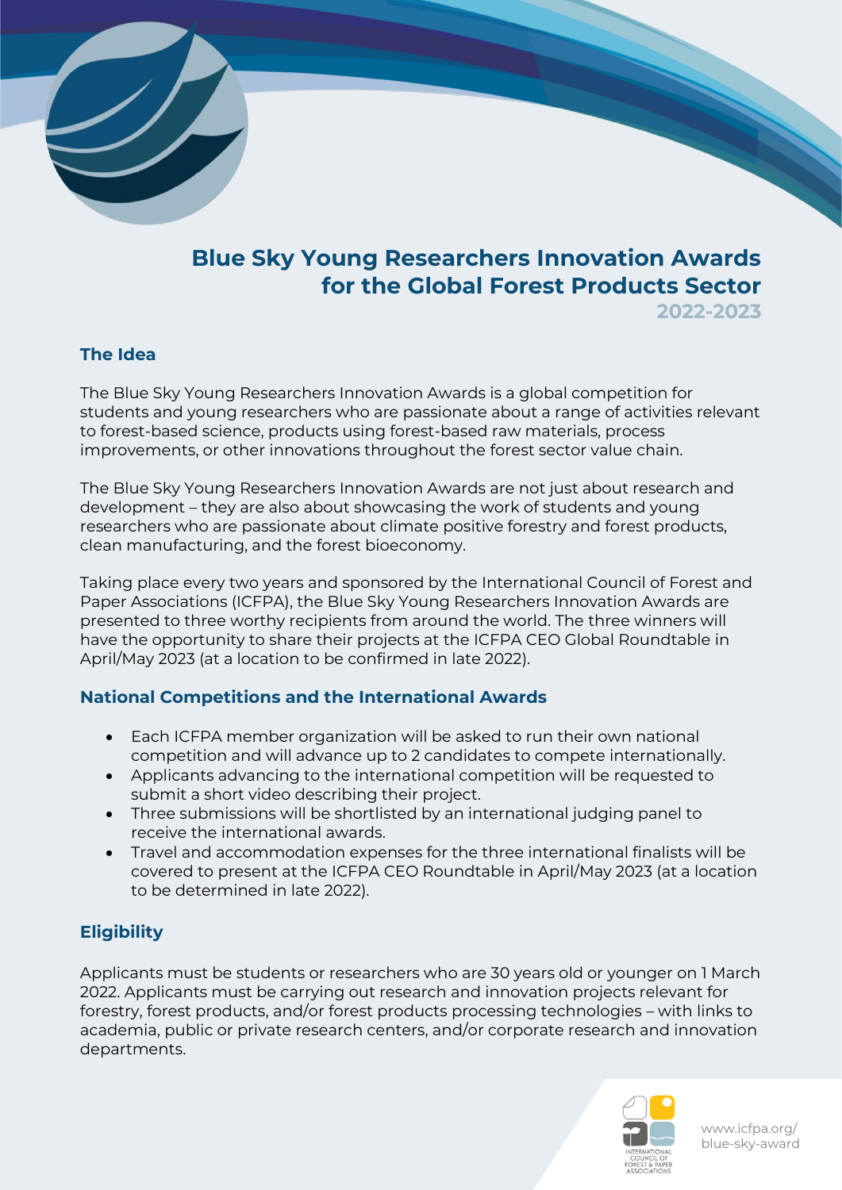# Blue Sky Young Researchers Innovation Awards for the Global Forest Products Sector

**2022-2023**

## The Idea

The Blue Sky Young Researchers Innovation Awards is a global competition for students and young researchers who are passionate about a range of activities relevant to forest-based science, products using forest-based raw materials, process improvements, or other innovations throughout the forest sector value chain.

The Blue Sky Young Researchers Innovation Awards are not just about research and development – they are also about showcasing the work of students and young researchers who are passionate about climate positive forestry and forest products, clean manufacturing, and the forest bioeconomy.

Taking place every two years and sponsored by the International Council of Forest and Paper Associations (ICFPA), the Blue Sky Young Researchers Innovation Awards are presented to three worthy recipients from around the world. The three winners will have the opportunity to share their projects at the ICFPA CEO Global Roundtable in April/May 2023 (at a location to be confirmed in late 2022).

## National Competitions and the International Awards

- Each ICFPA member organization will be asked to run their own national competition and will advance up to 2 candidates to compete internationally.
- Applicants advancing to the international competition will be requested to submit a short video describing their project.
- Three submissions will be shortlisted by an international judging panel to receive the international awards.
- Travel and accommodation expenses for the three international finalists will be covered to present at the ICFPA CEO Roundtable in April/May 2023 (at a location to be determined in late 2022).

## Eligibility

Applicants must be students or researchers who are 30 years old or younger on 1 March 2022. Applicants must be carrying out research and innovation projects relevant for forestry, forest products, and/or forest products processing technologies – with links to academia, public or private research centers, and/or corporate research and innovation departments.

INTERNATIONAL COUNCIL OF FOREST & PAPER ASSOCIATIONS

www.icfpa.org/blue-sky-award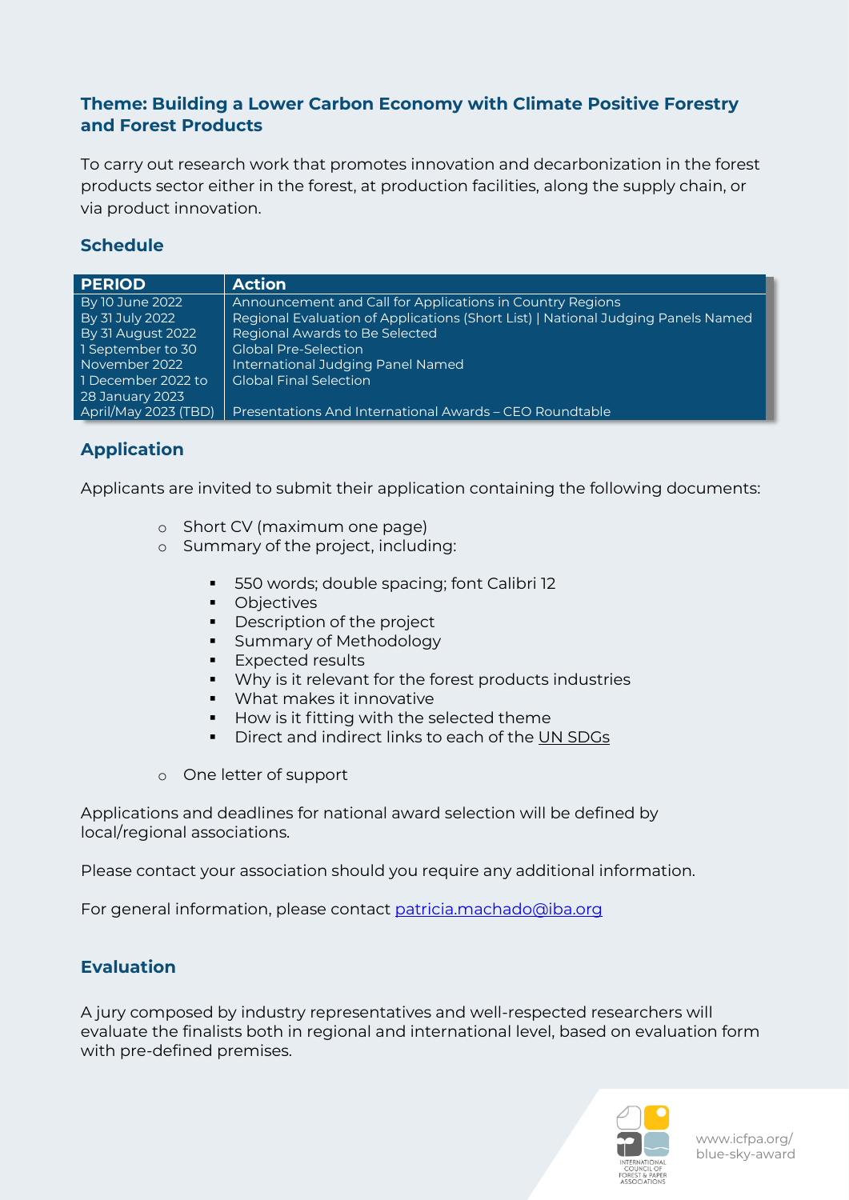## Theme: Building a Lower Carbon Economy with Climate Positive Forestry and Forest Products

To carry out research work that promotes innovation and decarbonization in the forest products sector either in the forest, at production facilities, along the supply chain, or via product innovation.

## Schedule

| PERIOD | Action |
|---|---|
| By 10 June 2022 | Announcement and Call for Applications in Country Regions |
| By 31 July 2022 | Regional Evaluation of Applications (Short List) \| National Judging Panels Named |
| By 31 August 2022 | Regional Awards to Be Selected |
| 1 September to 30 November 2022 | Global Pre-Selection<br>International Judging Panel Named |
| 1 December 2022 to 28 January 2023 | Global Final Selection |
| April/May 2023 (TBD) | Presentations And International Awards – CEO Roundtable |

## Application

Applicants are invited to submit their application containing the following documents:

- Short CV (maximum one page)
- Summary of the project, including:
  - 550 words; double spacing; font Calibri 12
  - Objectives
  - Description of the project
  - Summary of Methodology
  - Expected results
  - Why is it relevant for the forest products industries
  - What makes it innovative
  - How is it fitting with the selected theme
  - Direct and indirect links to each of the UN SDGs
- One letter of support

Applications and deadlines for national award selection will be defined by local/regional associations.

Please contact your association should you require any additional information.

For general information, please contact patricia.machado@iba.org

## Evaluation

A jury composed by industry representatives and well-respected researchers will evaluate the finalists both in regional and international level, based on evaluation form with pre-defined premises.

INTERNATIONAL COUNCIL OF FOREST & PAPER ASSOCIATIONS

www.icfpa.org/blue-sky-award